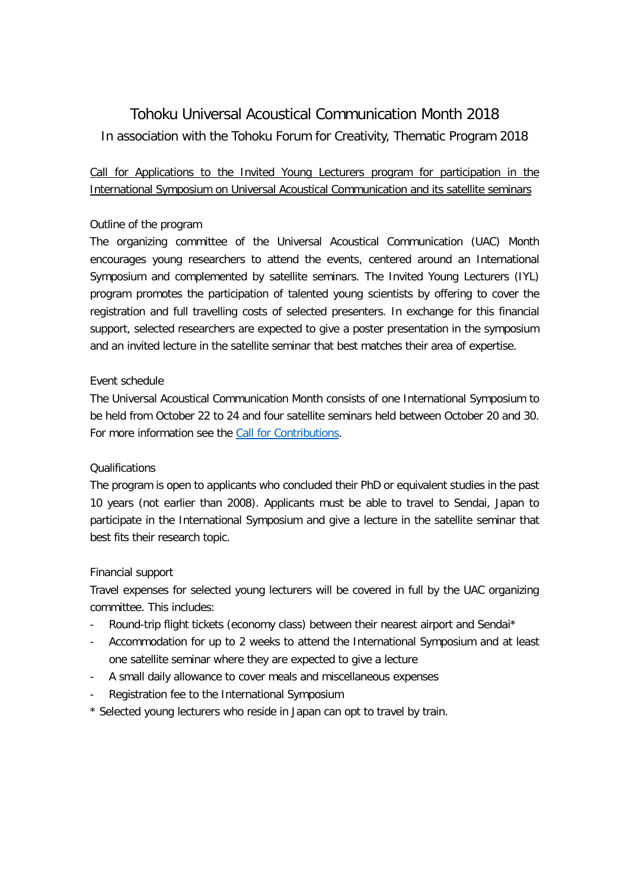# Tohoku Universal Acoustical Communication Month 2018

## In association with the Tohoku Forum for Creativity, Thematic Program 2018

Call for Applications to the Invited Young Lecturers program for participation in the International Symposium on Universal Acoustical Communication and its satellite seminars

### Outline of the program

The organizing committee of the Universal Acoustical Communication (UAC) Month encourages young researchers to attend the events, centered around an International Symposium and complemented by satellite seminars. The Invited Young Lecturers (IYL) program promotes the participation of talented young scientists by offering to cover the registration and full travelling costs of selected presenters. In exchange for this financial support, selected researchers are expected to give a poster presentation in the symposium and an invited lecture in the satellite seminar that best matches their area of expertise.

### Event schedule

The Universal Acoustical Communication Month consists of one International Symposium to be held from October 22 to 24 and four satellite seminars held between October 20 and 30. For more information see the [Call for Contributions](Call for Contributions).

### Qualifications

The program is open to applicants who concluded their PhD or equivalent studies in the past 10 years (not earlier than 2008). Applicants must be able to travel to Sendai, Japan to participate in the International Symposium and give a lecture in the satellite seminar that best fits their research topic.

### Financial support

Travel expenses for selected young lecturers will be covered in full by the UAC organizing committee. This includes:

- Round-trip flight tickets (economy class) between their nearest airport and Sendai*
- Accommodation for up to 2 weeks to attend the International Symposium and at least one satellite seminar where they are expected to give a lecture
- A small daily allowance to cover meals and miscellaneous expenses
- Registration fee to the International Symposium

\* Selected young lecturers who reside in Japan can opt to travel by train.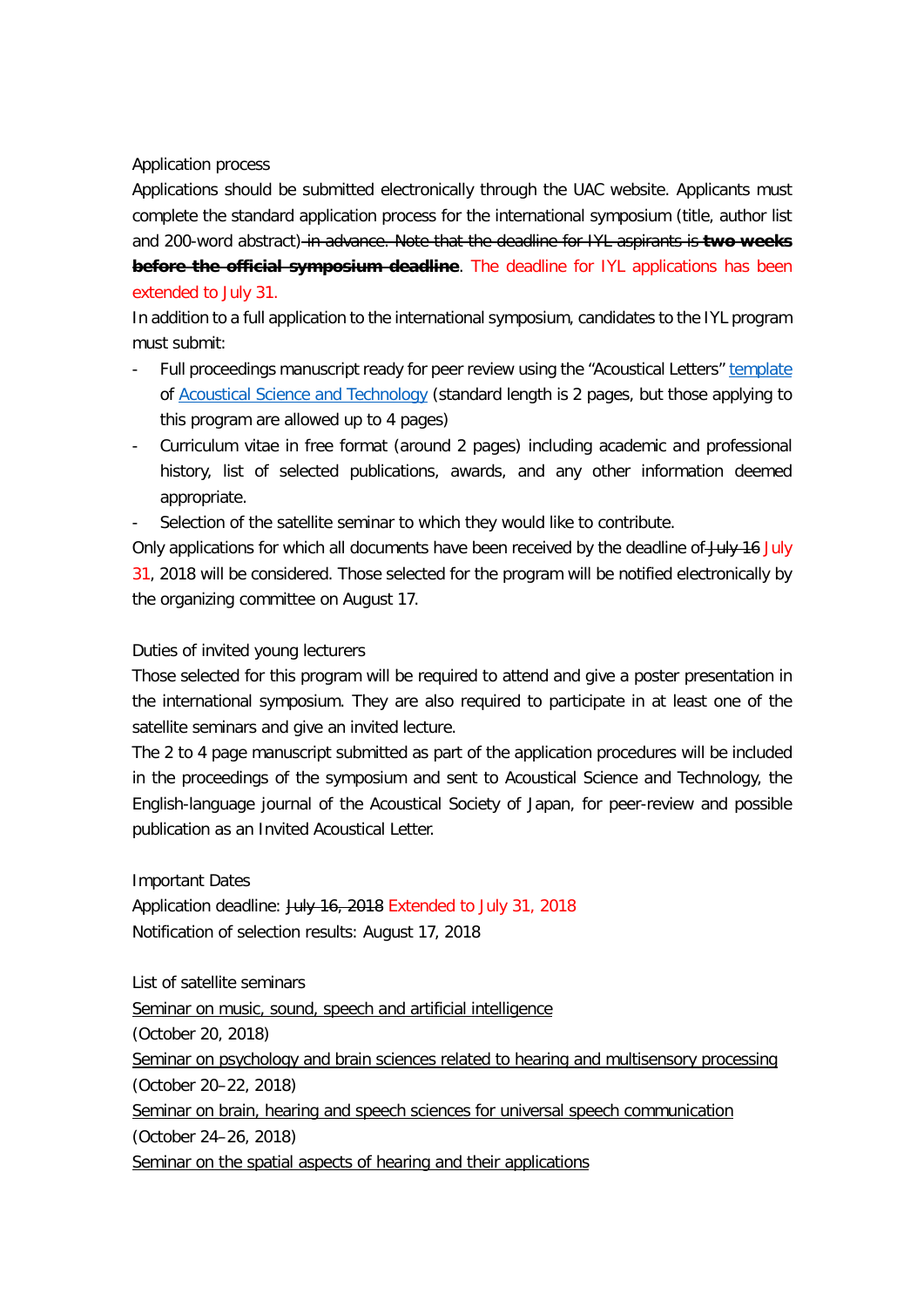Application process

Applications should be submitted electronically through the UAC website. Applicants must complete the standard application process for the international symposium (title, author list and 200-word abstract)~~ in advance. Note that the deadline for IYL aspirants is **two weeks before the official symposium deadline**~~. The deadline for IYL applications has been extended to July 31.

In addition to a full application to the international symposium, candidates to the IYL program must submit:

- Full proceedings manuscript ready for peer review using the "Acoustical Letters" template of Acoustical Science and Technology (standard length is 2 pages, but those applying to this program are allowed up to 4 pages)
- Curriculum vitae in free format (around 2 pages) including academic and professional history, list of selected publications, awards, and any other information deemed appropriate.
- Selection of the satellite seminar to which they would like to contribute.

Only applications for which all documents have been received by the deadline of ~~July 16~~ July 31, 2018 will be considered. Those selected for the program will be notified electronically by the organizing committee on August 17.

Duties of invited young lecturers

Those selected for this program will be required to attend and give a poster presentation in the international symposium. They are also required to participate in at least one of the satellite seminars and give an invited lecture.

The 2 to 4 page manuscript submitted as part of the application procedures will be included in the proceedings of the symposium and sent to Acoustical Science and Technology, the English-language journal of the Acoustical Society of Japan, for peer-review and possible publication as an Invited Acoustical Letter.

Important Dates

Application deadline: ~~July 16, 2018~~ Extended to July 31, 2018

Notification of selection results: August 17, 2018

List of satellite seminars

Seminar on music, sound, speech and artificial intelligence

(October 20, 2018)

Seminar on psychology and brain sciences related to hearing and multisensory processing

(October 20–22, 2018)

Seminar on brain, hearing and speech sciences for universal speech communication

(October 24–26, 2018)

Seminar on the spatial aspects of hearing and their applications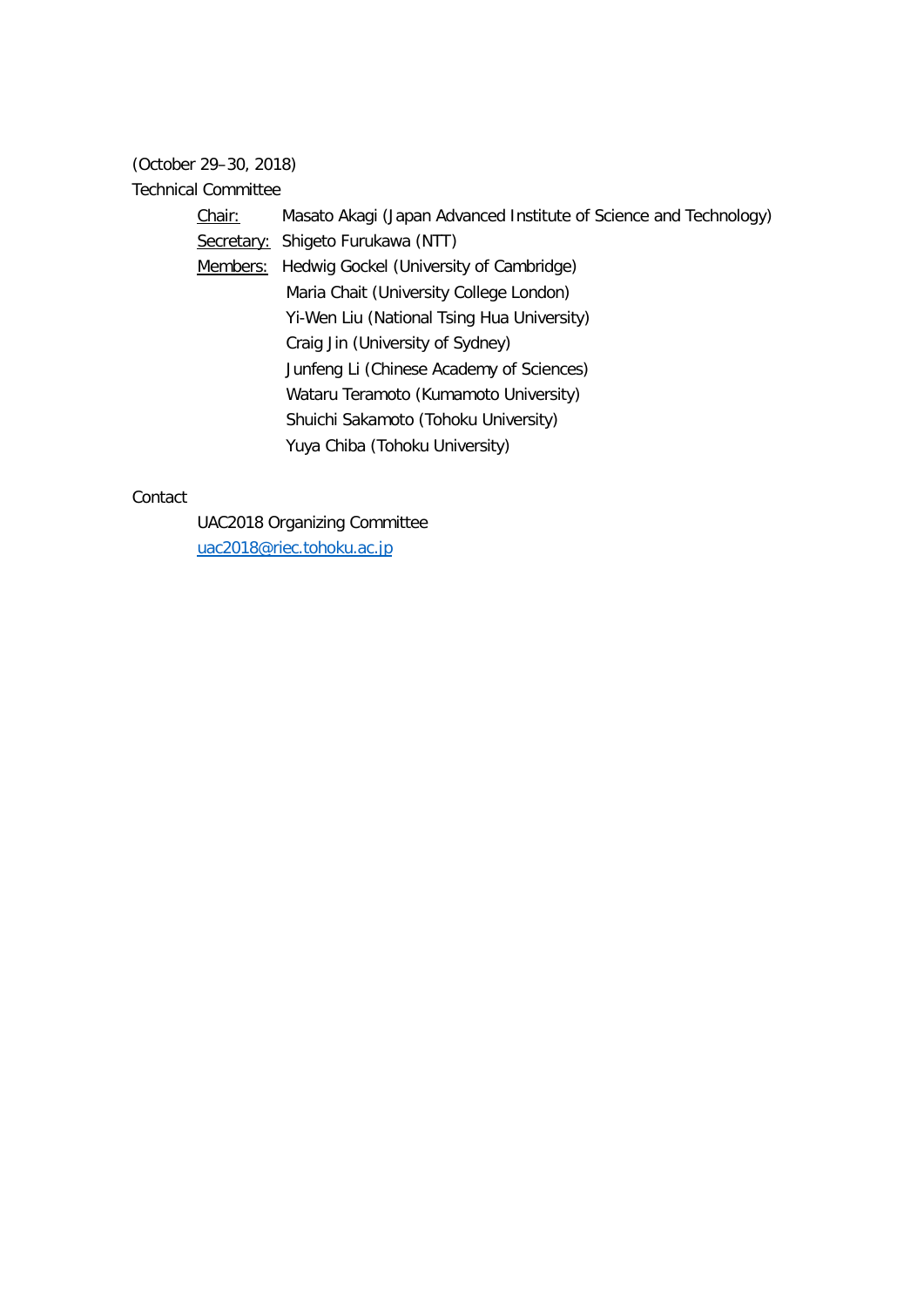(October 29–30, 2018)

Technical Committee

Chair: Masato Akagi (Japan Advanced Institute of Science and Technology)

Secretary: Shigeto Furukawa (NTT)

Members: Hedwig Gockel (University of Cambridge)
Maria Chait (University College London)
Yi-Wen Liu (National Tsing Hua University)
Craig Jin (University of Sydney)
Junfeng Li (Chinese Academy of Sciences)
Wataru Teramoto (Kumamoto University)
Shuichi Sakamoto (Tohoku University)
Yuya Chiba (Tohoku University)

Contact

UAC2018 Organizing Committee
uac2018@riec.tohoku.ac.jp